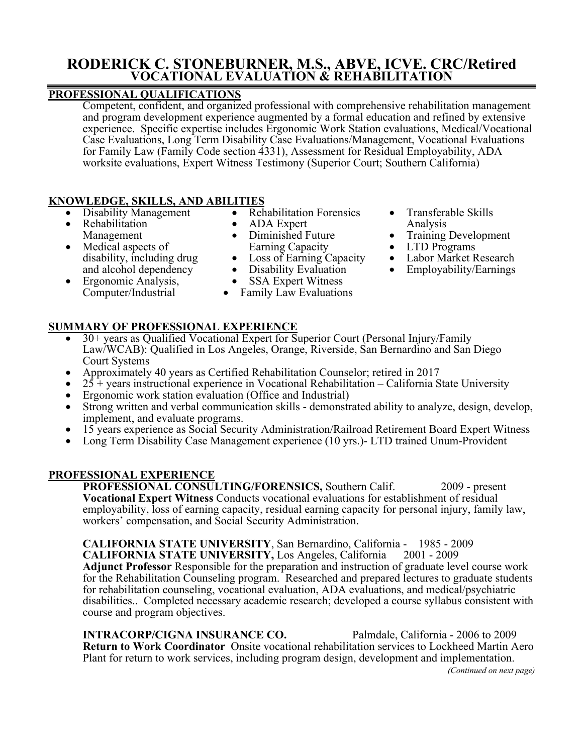# RODERICK C. STONEBURNER, M.S., ABVE, ICVE. CRC/Retired
## VOCATIONAL EVALUATION & REHABILITATION

## PROFESSIONAL QUALIFICATIONS

Competent, confident, and organized professional with comprehensive rehabilitation management and program development experience augmented by a formal education and refined by extensive experience. Specific expertise includes Ergonomic Work Station evaluations, Medical/Vocational Case Evaluations, Long Term Disability Case Evaluations/Management, Vocational Evaluations for Family Law (Family Code section 4331), Assessment for Residual Employability, ADA worksite evaluations, Expert Witness Testimony (Superior Court; Southern California)

## KNOWLEDGE, SKILLS, AND ABILITIES

- Disability Management
- Rehabilitation Management
- Medical aspects of disability, including drug and alcohol dependency
- Ergonomic Analysis, Computer/Industrial
- Rehabilitation Forensics
- ADA Expert
- Diminished Future Earning Capacity
- Loss of Earning Capacity
- Disability Evaluation
- SSA Expert Witness
- Family Law Evaluations
- Transferable Skills Analysis
- Training Development
- LTD Programs
- Labor Market Research
- Employability/Earnings

## SUMMARY OF PROFESSIONAL EXPERIENCE

- 30+ years as Qualified Vocational Expert for Superior Court (Personal Injury/Family Law/WCAB): Qualified in Los Angeles, Orange, Riverside, San Bernardino and San Diego Court Systems
- Approximately 40 years as Certified Rehabilitation Counselor; retired in 2017
- 25 + years instructional experience in Vocational Rehabilitation – California State University
- Ergonomic work station evaluation (Office and Industrial)
- Strong written and verbal communication skills - demonstrated ability to analyze, design, develop, implement, and evaluate programs.
- 15 years experience as Social Security Administration/Railroad Retirement Board Expert Witness
- Long Term Disability Case Management experience (10 yrs.)- LTD trained Unum-Provident

## PROFESSIONAL EXPERIENCE

**PROFESSIONAL CONSULTING/FORENSICS,** Southern Calif. 2009 - present
**Vocational Expert Witness** Conducts vocational evaluations for establishment of residual employability, loss of earning capacity, residual earning capacity for personal injury, family law, workers' compensation, and Social Security Administration.

**CALIFORNIA STATE UNIVERSITY**, San Bernardino, California - 1985 - 2009
**CALIFORNIA STATE UNIVERSITY,** Los Angeles, California 2001 - 2009
**Adjunct Professor** Responsible for the preparation and instruction of graduate level course work for the Rehabilitation Counseling program. Researched and prepared lectures to graduate students for rehabilitation counseling, vocational evaluation, ADA evaluations, and medical/psychiatric disabilities.. Completed necessary academic research; developed a course syllabus consistent with course and program objectives.

**INTRACORP/CIGNA INSURANCE CO.** Palmdale, California - 2006 to 2009
**Return to Work Coordinator** Onsite vocational rehabilitation services to Lockheed Martin Aero Plant for return to work services, including program design, development and implementation.

*(Continued on next page)*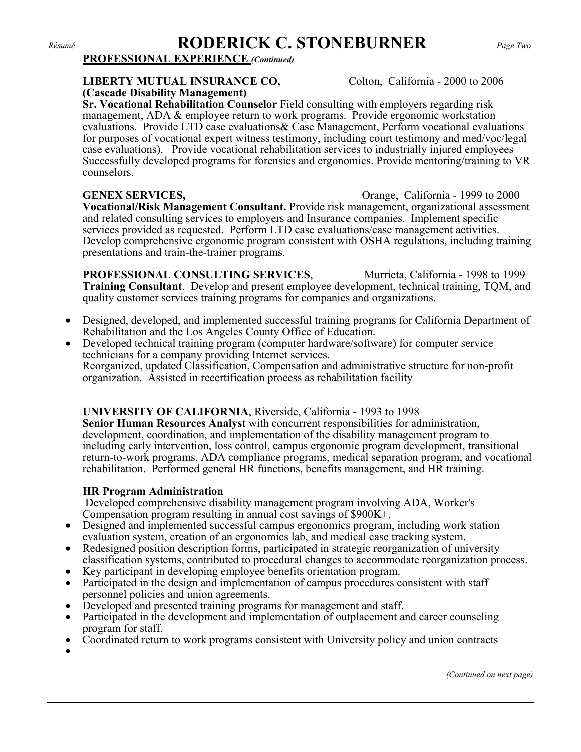## PROFESSIONAL EXPERIENCE *(Continued)*

**LIBERTY MUTUAL INSURANCE CO,** Colton, California - 2000 to 2006
**(Cascade Disability Management)**
**Sr. Vocational Rehabilitation Counselor** Field consulting with employers regarding risk management, ADA & employee return to work programs. Provide ergonomic workstation evaluations. Provide LTD case evaluations& Case Management, Perform vocational evaluations for purposes of vocational expert witness testimony, including court testimony and med/voc/legal case evaluations). Provide vocational rehabilitation services to industrially injured employees Successfully developed programs for forensics and ergonomics. Provide mentoring/training to VR counselors.

**GENEX SERVICES,** Orange, California - 1999 to 2000
**Vocational/Risk Management Consultant.** Provide risk management, organizational assessment and related consulting services to employers and Insurance companies. Implement specific services provided as requested. Perform LTD case evaluations/case management activities. Develop comprehensive ergonomic program consistent with OSHA regulations, including training presentations and train-the-trainer programs.

**PROFESSIONAL CONSULTING SERVICES**, Murrieta, California - 1998 to 1999
**Training Consultant**. Develop and present employee development, technical training, TQM, and quality customer services training programs for companies and organizations.

- Designed, developed, and implemented successful training programs for California Department of Rehabilitation and the Los Angeles County Office of Education.
- Developed technical training program (computer hardware/software) for computer service technicians for a company providing Internet services.
  Reorganized, updated Classification, Compensation and administrative structure for non-profit organization. Assisted in recertification process as rehabilitation facility

**UNIVERSITY OF CALIFORNIA**, Riverside, California - 1993 to 1998
**Senior Human Resources Analyst** with concurrent responsibilities for administration, development, coordination, and implementation of the disability management program to including early intervention, loss control, campus ergonomic program development, transitional return-to-work programs, ADA compliance programs, medical separation program, and vocational rehabilitation. Performed general HR functions, benefits management, and HR training.

**HR Program Administration**
Developed comprehensive disability management program involving ADA, Worker's Compensation program resulting in annual cost savings of $900K+.

- Designed and implemented successful campus ergonomics program, including work station evaluation system, creation of an ergonomics lab, and medical case tracking system.
- Redesigned position description forms, participated in strategic reorganization of university classification systems, contributed to procedural changes to accommodate reorganization process.
- Key participant in developing employee benefits orientation program.
- Participated in the design and implementation of campus procedures consistent with staff personnel policies and union agreements.
- Developed and presented training programs for management and staff.
- Participated in the development and implementation of outplacement and career counseling program for staff.
- Coordinated return to work programs consistent with University policy and union contracts

*(Continued on next page)*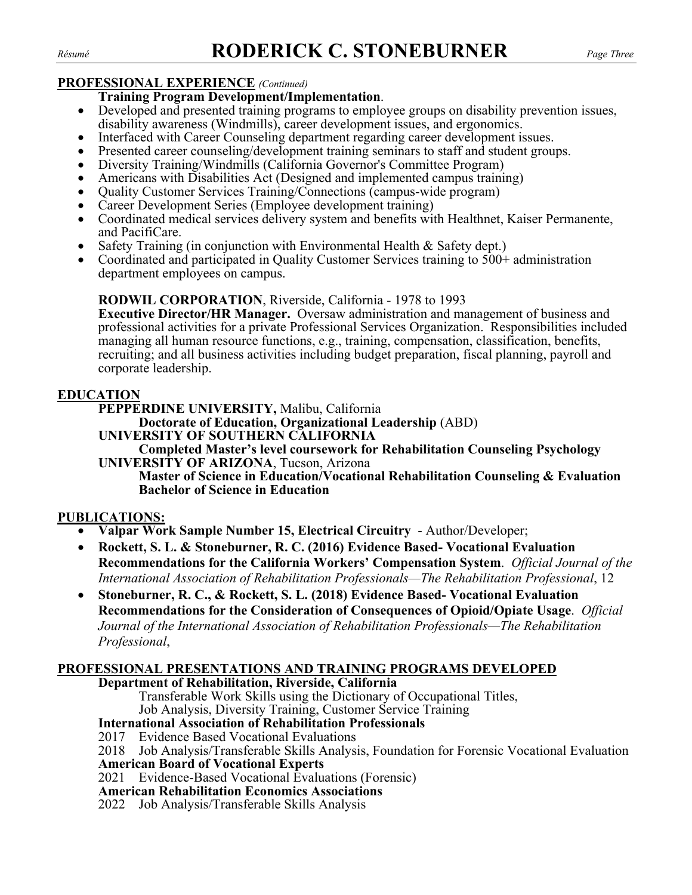## PROFESSIONAL EXPERIENCE *(Continued)*

**Training Program Development/Implementation**.

- Developed and presented training programs to employee groups on disability prevention issues, disability awareness (Windmills), career development issues, and ergonomics.
- Interfaced with Career Counseling department regarding career development issues.
- Presented career counseling/development training seminars to staff and student groups.
- Diversity Training/Windmills (California Governor's Committee Program)
- Americans with Disabilities Act (Designed and implemented campus training)
- Quality Customer Services Training/Connections (campus-wide program)
- Career Development Series (Employee development training)
- Coordinated medical services delivery system and benefits with Healthnet, Kaiser Permanente, and PacifiCare.
- Safety Training (in conjunction with Environmental Health & Safety dept.)
- Coordinated and participated in Quality Customer Services training to 500+ administration department employees on campus.

**RODWIL CORPORATION**, Riverside, California - 1978 to 1993

**Executive Director/HR Manager.** Oversaw administration and management of business and professional activities for a private Professional Services Organization. Responsibilities included managing all human resource functions, e.g., training, compensation, classification, benefits, recruiting; and all business activities including budget preparation, fiscal planning, payroll and corporate leadership.

## EDUCATION

**PEPPERDINE UNIVERSITY,** Malibu, California
**Doctorate of Education, Organizational Leadership** (ABD)

**UNIVERSITY OF SOUTHERN CALIFORNIA**
**Completed Master's level coursework for Rehabilitation Counseling Psychology**

**UNIVERSITY OF ARIZONA**, Tucson, Arizona
**Master of Science in Education/Vocational Rehabilitation Counseling & Evaluation**
**Bachelor of Science in Education**

## PUBLICATIONS:

- **Valpar Work Sample Number 15, Electrical Circuitry** - Author/Developer;
- **Rockett, S. L. & Stoneburner, R. C. (2016) Evidence Based- Vocational Evaluation Recommendations for the California Workers' Compensation System**. *Official Journal of the International Association of Rehabilitation Professionals—The Rehabilitation Professional*, 12
- **Stoneburner, R. C., & Rockett, S. L. (2018) Evidence Based- Vocational Evaluation Recommendations for the Consideration of Consequences of Opioid/Opiate Usage**. *Official Journal of the International Association of Rehabilitation Professionals—The Rehabilitation Professional*,

## PROFESSIONAL PRESENTATIONS AND TRAINING PROGRAMS DEVELOPED

**Department of Rehabilitation, Riverside, California**
Transferable Work Skills using the Dictionary of Occupational Titles,
Job Analysis, Diversity Training, Customer Service Training

**International Association of Rehabilitation Professionals**
2017 Evidence Based Vocational Evaluations
2018 Job Analysis/Transferable Skills Analysis, Foundation for Forensic Vocational Evaluation

**American Board of Vocational Experts**
2021 Evidence-Based Vocational Evaluations (Forensic)

**American Rehabilitation Economics Associations**
2022 Job Analysis/Transferable Skills Analysis